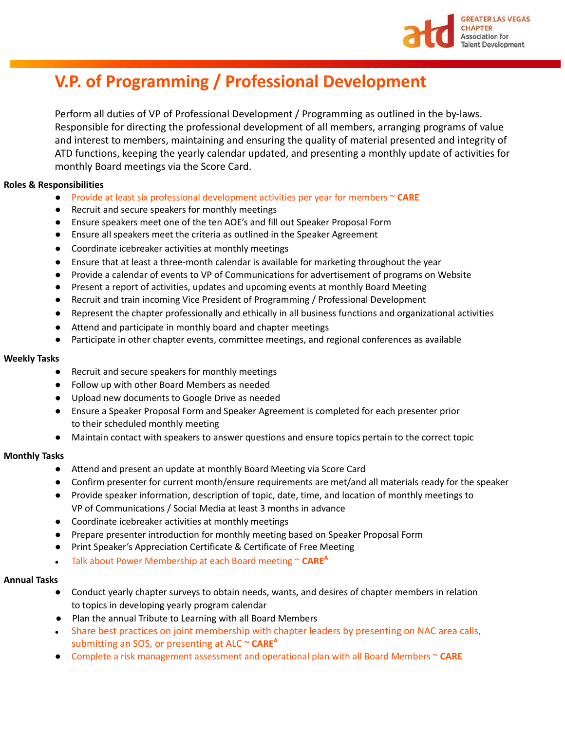# V.P. of Programming / Professional Development

Perform all duties of VP of Professional Development / Programming as outlined in the by-laws. Responsible for directing the professional development of all members, arranging programs of value and interest to members, maintaining and ensuring the quality of material presented and integrity of ATD functions, keeping the yearly calendar updated, and presenting a monthly update of activities for monthly Board meetings via the Score Card.

**Roles & Responsibilities**

- Provide at least six professional development activities per year for members ~ **CARE**
- Recruit and secure speakers for monthly meetings
- Ensure speakers meet one of the ten AOE's and fill out Speaker Proposal Form
- Ensure all speakers meet the criteria as outlined in the Speaker Agreement
- Coordinate icebreaker activities at monthly meetings
- Ensure that at least a three-month calendar is available for marketing throughout the year
- Provide a calendar of events to VP of Communications for advertisement of programs on Website
- Present a report of activities, updates and upcoming events at monthly Board Meeting
- Recruit and train incoming Vice President of Programming / Professional Development
- Represent the chapter professionally and ethically in all business functions and organizational activities
- Attend and participate in monthly board and chapter meetings
- Participate in other chapter events, committee meetings, and regional conferences as available

**Weekly Tasks**

- Recruit and secure speakers for monthly meetings
- Follow up with other Board Members as needed
- Upload new documents to Google Drive as needed
- Ensure a Speaker Proposal Form and Speaker Agreement is completed for each presenter prior to their scheduled monthly meeting
- Maintain contact with speakers to answer questions and ensure topics pertain to the correct topic

**Monthly Tasks**

- Attend and present an update at monthly Board Meeting via Score Card
- Confirm presenter for current month/ensure requirements are met/and all materials ready for the speaker
- Provide speaker information, description of topic, date, time, and location of monthly meetings to VP of Communications / Social Media at least 3 months in advance
- Coordinate icebreaker activities at monthly meetings
- Prepare presenter introduction for monthly meeting based on Speaker Proposal Form
- Print Speaker's Appreciation Certificate & Certificate of Free Meeting
- Talk about Power Membership at each Board meeting ~ **CARE[A]**

**Annual Tasks**

- Conduct yearly chapter surveys to obtain needs, wants, and desires of chapter members in relation to topics in developing yearly program calendar
- Plan the annual Tribute to Learning with all Board Members
- Share best practices on joint membership with chapter leaders by presenting on NAC area calls, submitting an SOS, or presenting at ALC ~ **CARE[A]**
- Complete a risk management assessment and operational plan with all Board Members ~ **CARE**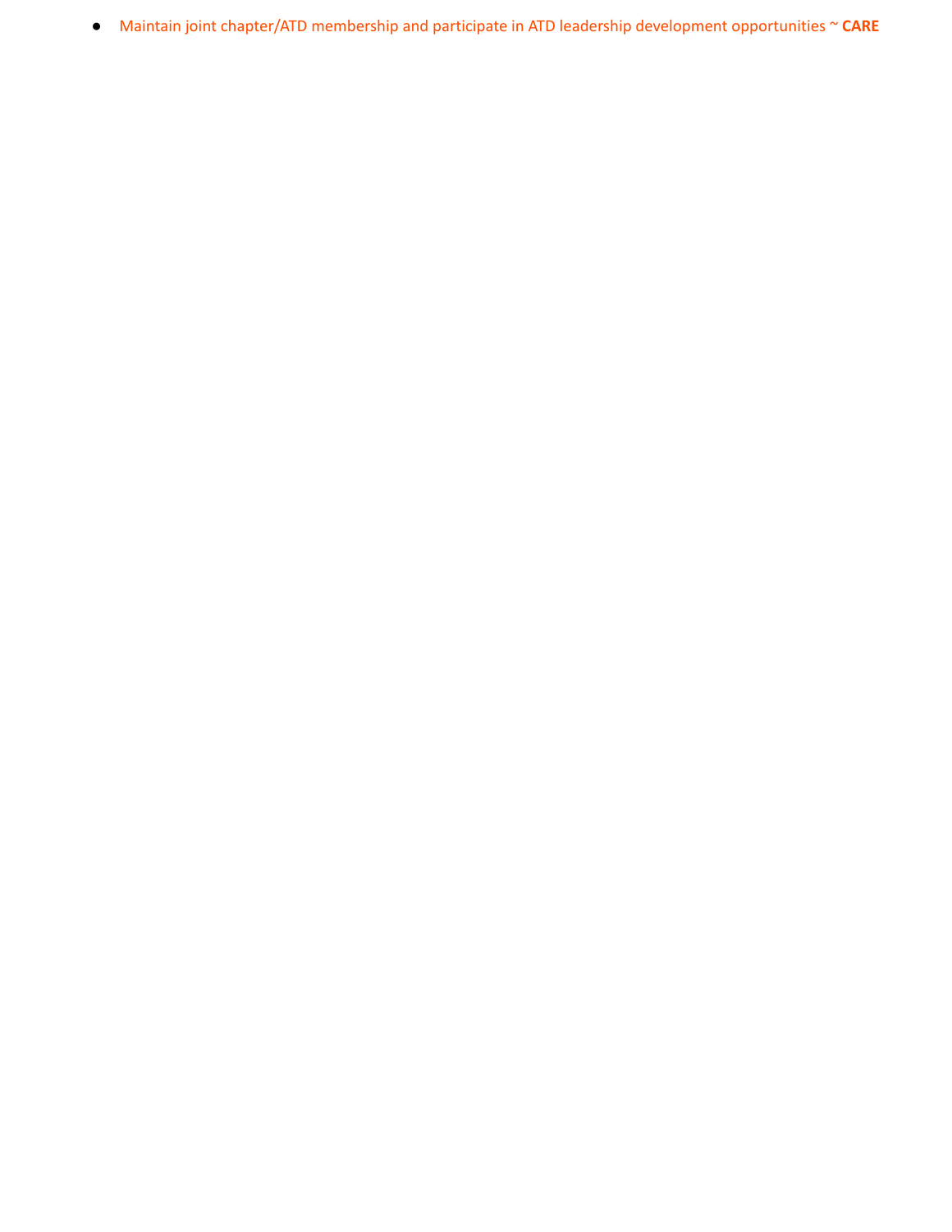- Maintain joint chapter/ATD membership and participate in ATD leadership development opportunities ~ **CARE**